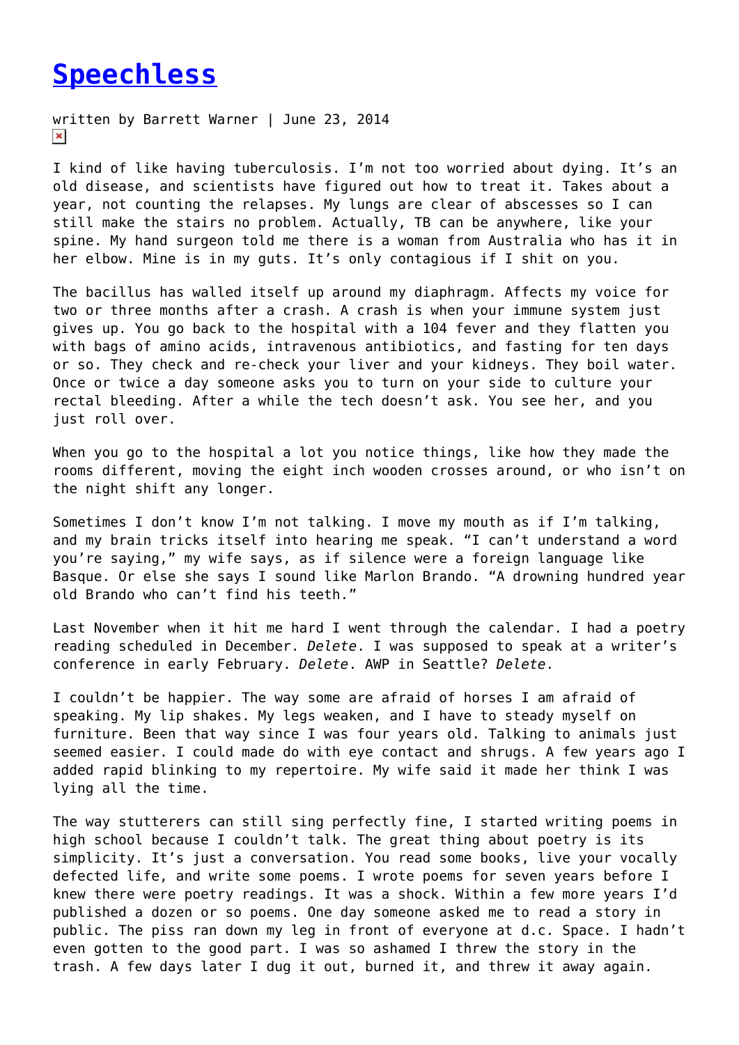# Speechless

written by Barrett Warner | June 23, 2014

I kind of like having tuberculosis. I'm not too worried about dying. It's an old disease, and scientists have figured out how to treat it. Takes about a year, not counting the relapses. My lungs are clear of abscesses so I can still make the stairs no problem. Actually, TB can be anywhere, like your spine. My hand surgeon told me there is a woman from Australia who has it in her elbow. Mine is in my guts. It's only contagious if I shit on you.

The bacillus has walled itself up around my diaphragm. Affects my voice for two or three months after a crash. A crash is when your immune system just gives up. You go back to the hospital with a 104 fever and they flatten you with bags of amino acids, intravenous antibiotics, and fasting for ten days or so. They check and re-check your liver and your kidneys. They boil water. Once or twice a day someone asks you to turn on your side to culture your rectal bleeding. After a while the tech doesn't ask. You see her, and you just roll over.

When you go to the hospital a lot you notice things, like how they made the rooms different, moving the eight inch wooden crosses around, or who isn't on the night shift any longer.

Sometimes I don't know I'm not talking. I move my mouth as if I'm talking, and my brain tricks itself into hearing me speak. "I can't understand a word you're saying," my wife says, as if silence were a foreign language like Basque. Or else she says I sound like Marlon Brando. "A drowning hundred year old Brando who can't find his teeth."

Last November when it hit me hard I went through the calendar. I had a poetry reading scheduled in December. *Delete*. I was supposed to speak at a writer's conference in early February. *Delete*. AWP in Seattle? *Delete*.

I couldn't be happier. The way some are afraid of horses I am afraid of speaking. My lip shakes. My legs weaken, and I have to steady myself on furniture. Been that way since I was four years old. Talking to animals just seemed easier. I could made do with eye contact and shrugs. A few years ago I added rapid blinking to my repertoire. My wife said it made her think I was lying all the time.

The way stutterers can still sing perfectly fine, I started writing poems in high school because I couldn't talk. The great thing about poetry is its simplicity. It's just a conversation. You read some books, live your vocally defected life, and write some poems. I wrote poems for seven years before I knew there were poetry readings. It was a shock. Within a few more years I'd published a dozen or so poems. One day someone asked me to read a story in public. The piss ran down my leg in front of everyone at d.c. Space. I hadn't even gotten to the good part. I was so ashamed I threw the story in the trash. A few days later I dug it out, burned it, and threw it away again.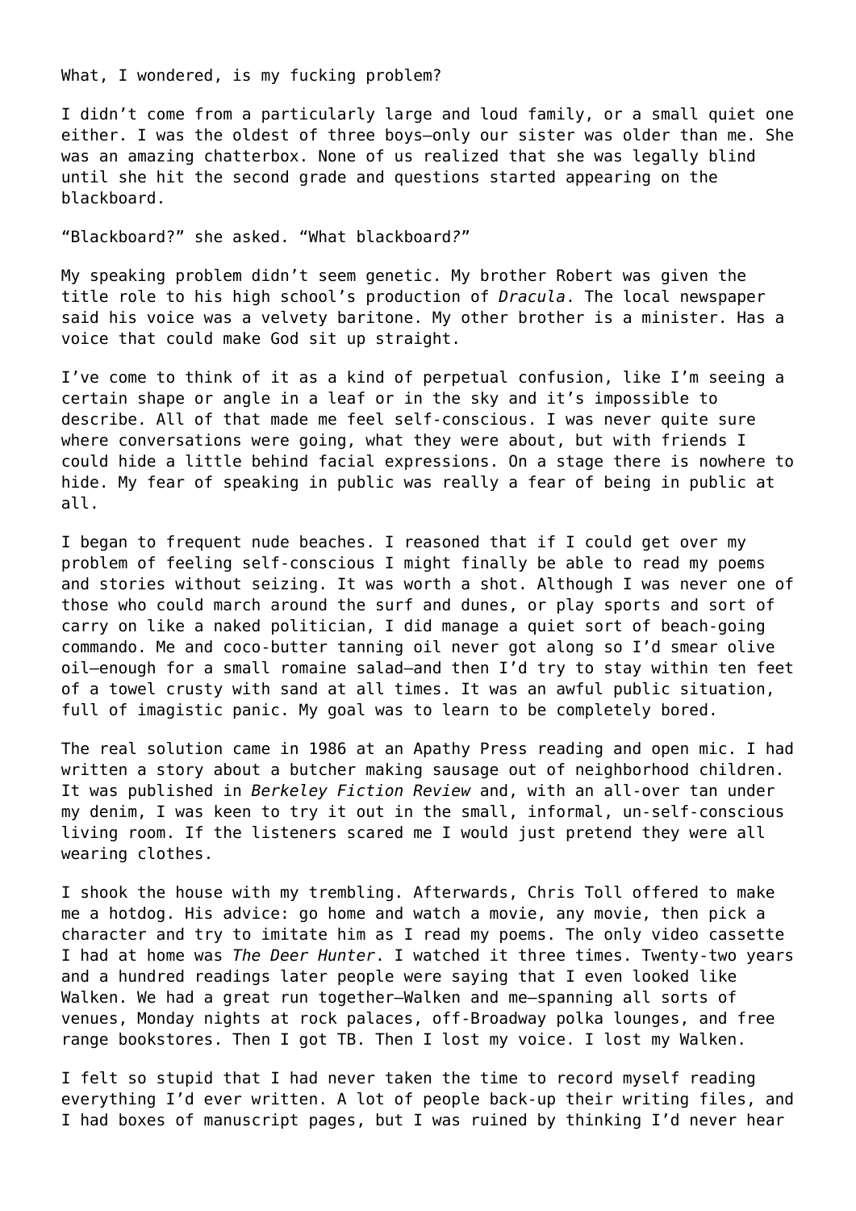What, I wondered, is my fucking problem?

I didn't come from a particularly large and loud family, or a small quiet one either. I was the oldest of three boys—only our sister was older than me. She was an amazing chatterbox. None of us realized that she was legally blind until she hit the second grade and questions started appearing on the blackboard.

"Blackboard?" she asked. "What blackboard?"

My speaking problem didn't seem genetic. My brother Robert was given the title role to his high school's production of *Dracula*. The local newspaper said his voice was a velvety baritone. My other brother is a minister. Has a voice that could make God sit up straight.

I've come to think of it as a kind of perpetual confusion, like I'm seeing a certain shape or angle in a leaf or in the sky and it's impossible to describe. All of that made me feel self-conscious. I was never quite sure where conversations were going, what they were about, but with friends I could hide a little behind facial expressions. On a stage there is nowhere to hide. My fear of speaking in public was really a fear of being in public at all.

I began to frequent nude beaches. I reasoned that if I could get over my problem of feeling self-conscious I might finally be able to read my poems and stories without seizing. It was worth a shot. Although I was never one of those who could march around the surf and dunes, or play sports and sort of carry on like a naked politician, I did manage a quiet sort of beach-going commando. Me and coco-butter tanning oil never got along so I'd smear olive oil—enough for a small romaine salad—and then I'd try to stay within ten feet of a towel crusty with sand at all times. It was an awful public situation, full of imagistic panic. My goal was to learn to be completely bored.

The real solution came in 1986 at an Apathy Press reading and open mic. I had written a story about a butcher making sausage out of neighborhood children. It was published in *Berkeley Fiction Review* and, with an all-over tan under my denim, I was keen to try it out in the small, informal, un-self-conscious living room. If the listeners scared me I would just pretend they were all wearing clothes.

I shook the house with my trembling. Afterwards, Chris Toll offered to make me a hotdog. His advice: go home and watch a movie, any movie, then pick a character and try to imitate him as I read my poems. The only video cassette I had at home was *The Deer Hunter*. I watched it three times. Twenty-two years and a hundred readings later people were saying that I even looked like Walken. We had a great run together—Walken and me—spanning all sorts of venues, Monday nights at rock palaces, off-Broadway polka lounges, and free range bookstores. Then I got TB. Then I lost my voice. I lost my Walken.

I felt so stupid that I had never taken the time to record myself reading everything I'd ever written. A lot of people back-up their writing files, and I had boxes of manuscript pages, but I was ruined by thinking I'd never hear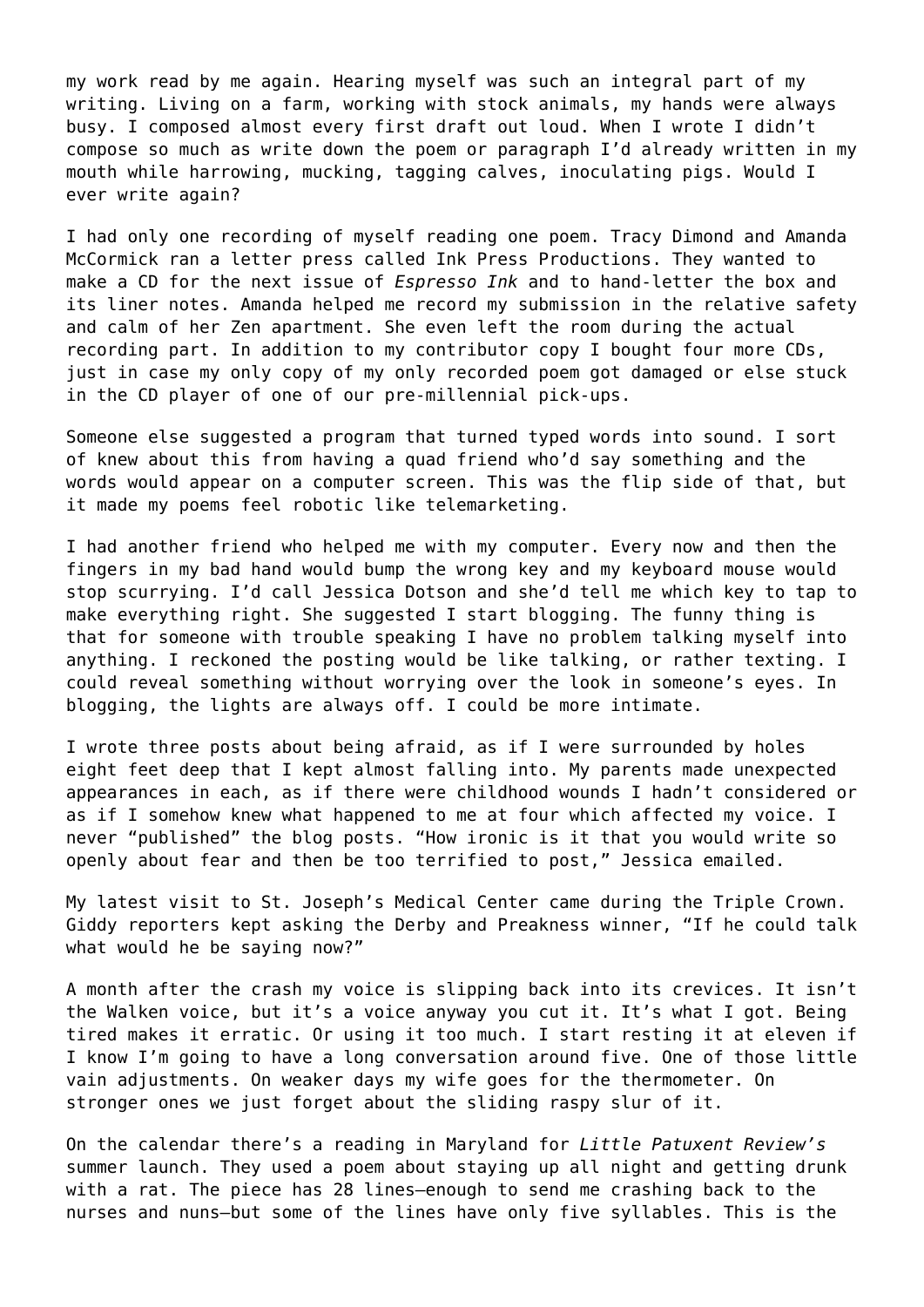my work read by me again. Hearing myself was such an integral part of my writing. Living on a farm, working with stock animals, my hands were always busy. I composed almost every first draft out loud. When I wrote I didn't compose so much as write down the poem or paragraph I'd already written in my mouth while harrowing, mucking, tagging calves, inoculating pigs. Would I ever write again?

I had only one recording of myself reading one poem. Tracy Dimond and Amanda McCormick ran a letter press called Ink Press Productions. They wanted to make a CD for the next issue of *Espresso Ink* and to hand-letter the box and its liner notes. Amanda helped me record my submission in the relative safety and calm of her Zen apartment. She even left the room during the actual recording part. In addition to my contributor copy I bought four more CDs, just in case my only copy of my only recorded poem got damaged or else stuck in the CD player of one of our pre-millennial pick-ups.

Someone else suggested a program that turned typed words into sound. I sort of knew about this from having a quad friend who'd say something and the words would appear on a computer screen. This was the flip side of that, but it made my poems feel robotic like telemarketing.

I had another friend who helped me with my computer. Every now and then the fingers in my bad hand would bump the wrong key and my keyboard mouse would stop scurrying. I'd call Jessica Dotson and she'd tell me which key to tap to make everything right. She suggested I start blogging. The funny thing is that for someone with trouble speaking I have no problem talking myself into anything. I reckoned the posting would be like talking, or rather texting. I could reveal something without worrying over the look in someone's eyes. In blogging, the lights are always off. I could be more intimate.

I wrote three posts about being afraid, as if I were surrounded by holes eight feet deep that I kept almost falling into. My parents made unexpected appearances in each, as if there were childhood wounds I hadn't considered or as if I somehow knew what happened to me at four which affected my voice. I never "published" the blog posts. "How ironic is it that you would write so openly about fear and then be too terrified to post," Jessica emailed.

My latest visit to St. Joseph's Medical Center came during the Triple Crown. Giddy reporters kept asking the Derby and Preakness winner, "If he could talk what would he be saying now?"

A month after the crash my voice is slipping back into its crevices. It isn't the Walken voice, but it's a voice anyway you cut it. It's what I got. Being tired makes it erratic. Or using it too much. I start resting it at eleven if I know I'm going to have a long conversation around five. One of those little vain adjustments. On weaker days my wife goes for the thermometer. On stronger ones we just forget about the sliding raspy slur of it.

On the calendar there's a reading in Maryland for *Little Patuxent Review's* summer launch. They used a poem about staying up all night and getting drunk with a rat. The piece has 28 lines—enough to send me crashing back to the nurses and nuns—but some of the lines have only five syllables. This is the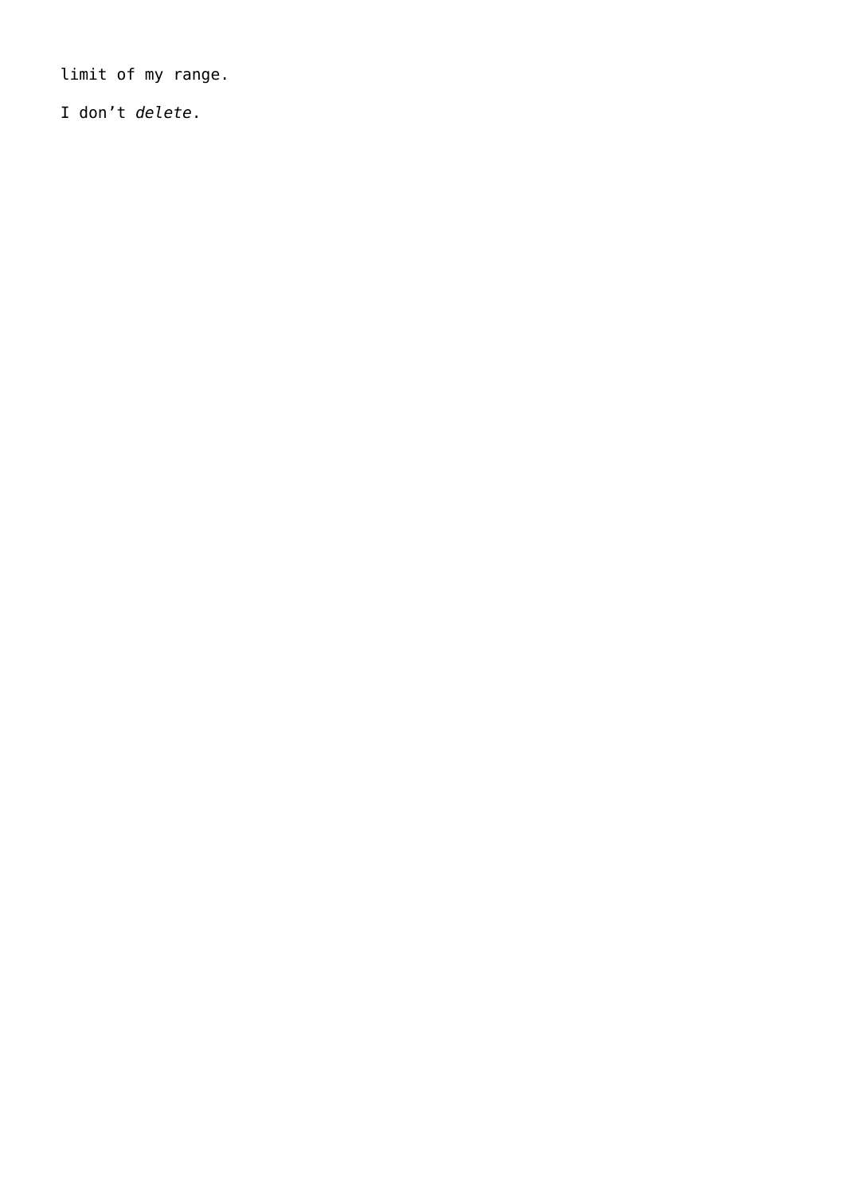limit of my range.

I don’t *delete*.